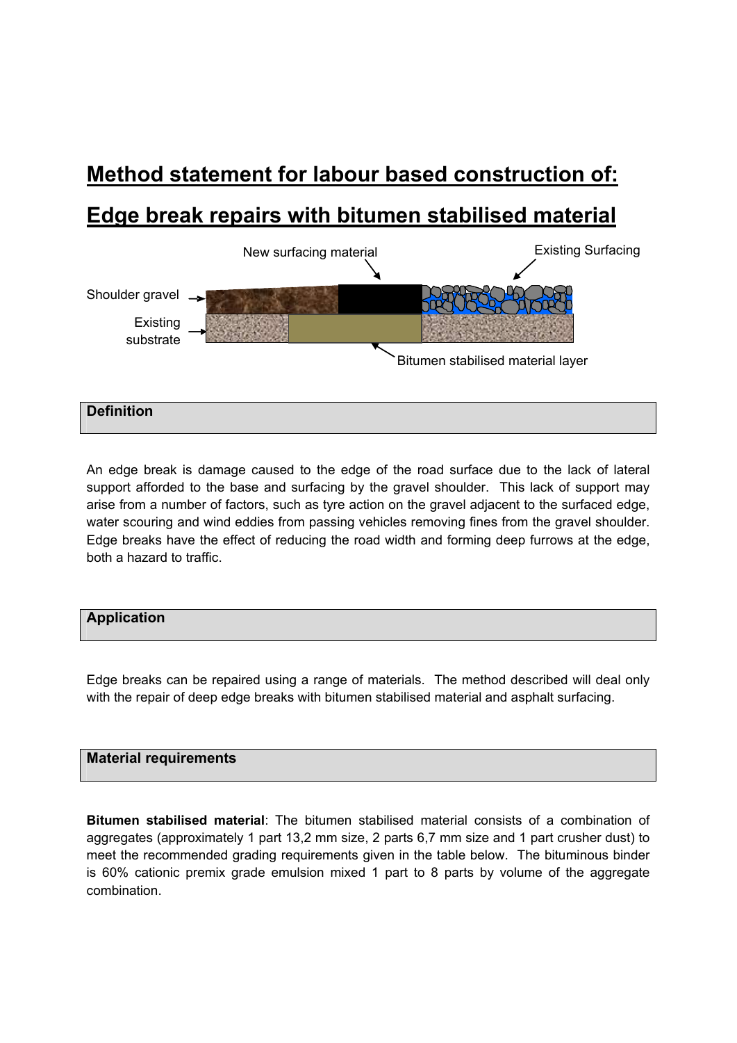# Method statement for labour based construction of:

# Edge break repairs with bitumen stabilised material

New surfacing material

Existing Surfacing

Shoulder gravel

Existing substrate

Bitumen stabilised material layer

## Definition

An edge break is damage caused to the edge of the road surface due to the lack of lateral support afforded to the base and surfacing by the gravel shoulder. This lack of support may arise from a number of factors, such as tyre action on the gravel adjacent to the surfaced edge, water scouring and wind eddies from passing vehicles removing fines from the gravel shoulder. Edge breaks have the effect of reducing the road width and forming deep furrows at the edge, both a hazard to traffic.

## Application

Edge breaks can be repaired using a range of materials. The method described will deal only with the repair of deep edge breaks with bitumen stabilised material and asphalt surfacing.

## Material requirements

**Bitumen stabilised material**: The bitumen stabilised material consists of a combination of aggregates (approximately 1 part 13,2 mm size, 2 parts 6,7 mm size and 1 part crusher dust) to meet the recommended grading requirements given in the table below. The bituminous binder is 60% cationic premix grade emulsion mixed 1 part to 8 parts by volume of the aggregate combination.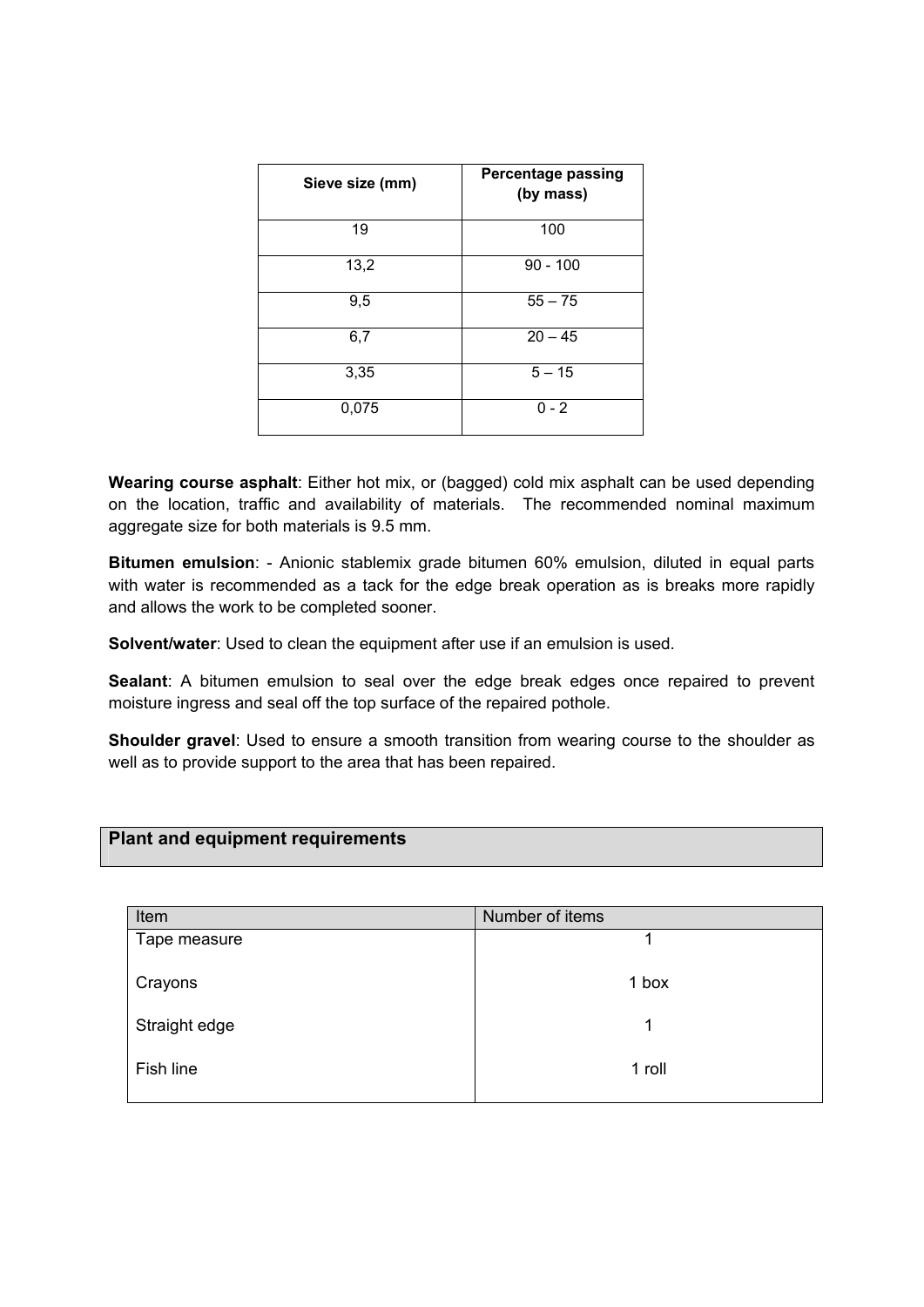| Sieve size (mm) | Percentage passing (by mass) |
|---|---|
| 19 | 100 |
| 13,2 | 90 - 100 |
| 9,5 | 55 – 75 |
| 6,7 | 20 – 45 |
| 3,35 | 5 – 15 |
| 0,075 | 0 - 2 |

**Wearing course asphalt**: Either hot mix, or (bagged) cold mix asphalt can be used depending on the location, traffic and availability of materials. The recommended nominal maximum aggregate size for both materials is 9.5 mm.

**Bitumen emulsion**: - Anionic stablemix grade bitumen 60% emulsion, diluted in equal parts with water is recommended as a tack for the edge break operation as is breaks more rapidly and allows the work to be completed sooner.

**Solvent/water**: Used to clean the equipment after use if an emulsion is used.

**Sealant**: A bitumen emulsion to seal over the edge break edges once repaired to prevent moisture ingress and seal off the top surface of the repaired pothole.

**Shoulder gravel**: Used to ensure a smooth transition from wearing course to the shoulder as well as to provide support to the area that has been repaired.

## Plant and equipment requirements

| Item | Number of items |
|---|---|
| Tape measure | 1 |
| Crayons | 1 box |
| Straight edge | 1 |
| Fish line | 1 roll |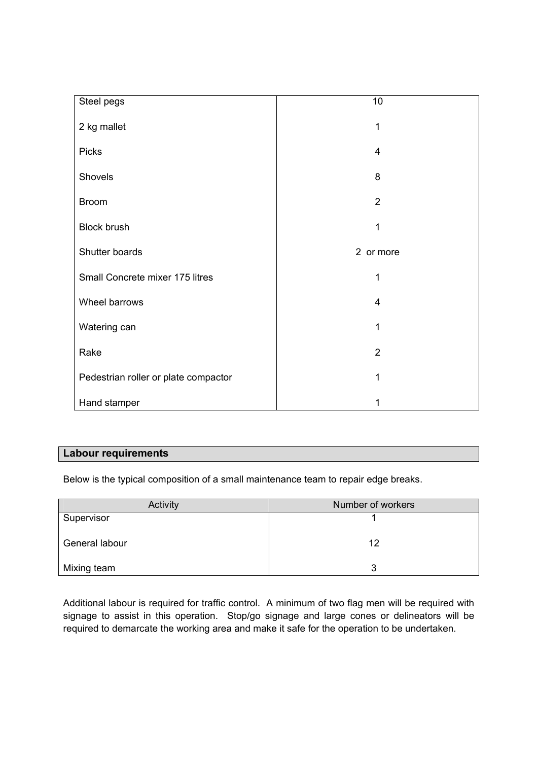| | |
|---|---|
| Steel pegs | 10 |
| 2 kg mallet | 1 |
| Picks | 4 |
| Shovels | 8 |
| Broom | 2 |
| Block brush | 1 |
| Shutter boards | 2 or more |
| Small Concrete mixer 175 litres | 1 |
| Wheel barrows | 4 |
| Watering can | 1 |
| Rake | 2 |
| Pedestrian roller or plate compactor | 1 |
| Hand stamper | 1 |

## Labour requirements

Below is the typical composition of a small maintenance team to repair edge breaks.

| Activity | Number of workers |
|---|---|
| Supervisor | 1 |
| General labour | 12 |
| Mixing team | 3 |

Additional labour is required for traffic control. A minimum of two flag men will be required with signage to assist in this operation. Stop/go signage and large cones or delineators will be required to demarcate the working area and make it safe for the operation to be undertaken.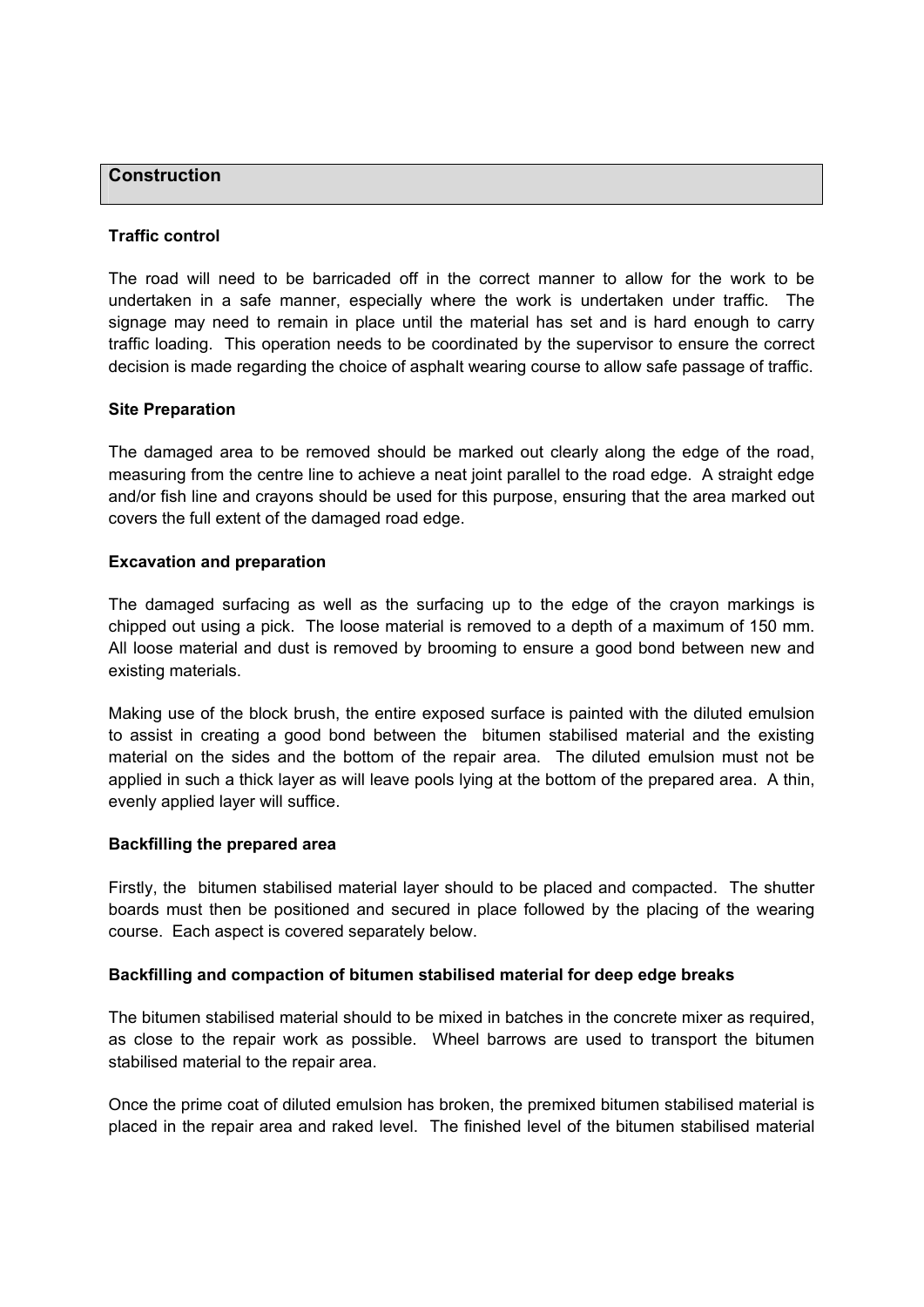## Construction

### Traffic control

The road will need to be barricaded off in the correct manner to allow for the work to be undertaken in a safe manner, especially where the work is undertaken under traffic. The signage may need to remain in place until the material has set and is hard enough to carry traffic loading. This operation needs to be coordinated by the supervisor to ensure the correct decision is made regarding the choice of asphalt wearing course to allow safe passage of traffic.

### Site Preparation

The damaged area to be removed should be marked out clearly along the edge of the road, measuring from the centre line to achieve a neat joint parallel to the road edge. A straight edge and/or fish line and crayons should be used for this purpose, ensuring that the area marked out covers the full extent of the damaged road edge.

### Excavation and preparation

The damaged surfacing as well as the surfacing up to the edge of the crayon markings is chipped out using a pick. The loose material is removed to a depth of a maximum of 150 mm. All loose material and dust is removed by brooming to ensure a good bond between new and existing materials.

Making use of the block brush, the entire exposed surface is painted with the diluted emulsion to assist in creating a good bond between the bitumen stabilised material and the existing material on the sides and the bottom of the repair area. The diluted emulsion must not be applied in such a thick layer as will leave pools lying at the bottom of the prepared area. A thin, evenly applied layer will suffice.

### Backfilling the prepared area

Firstly, the bitumen stabilised material layer should to be placed and compacted. The shutter boards must then be positioned and secured in place followed by the placing of the wearing course. Each aspect is covered separately below.

### Backfilling and compaction of bitumen stabilised material for deep edge breaks

The bitumen stabilised material should to be mixed in batches in the concrete mixer as required, as close to the repair work as possible. Wheel barrows are used to transport the bitumen stabilised material to the repair area.

Once the prime coat of diluted emulsion has broken, the premixed bitumen stabilised material is placed in the repair area and raked level. The finished level of the bitumen stabilised material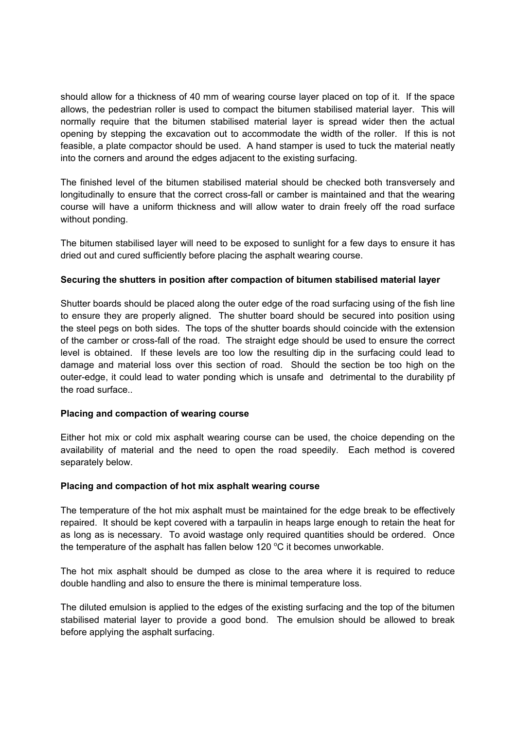should allow for a thickness of 40 mm of wearing course layer placed on top of it. If the space allows, the pedestrian roller is used to compact the bitumen stabilised material layer. This will normally require that the bitumen stabilised material layer is spread wider then the actual opening by stepping the excavation out to accommodate the width of the roller. If this is not feasible, a plate compactor should be used. A hand stamper is used to tuck the material neatly into the corners and around the edges adjacent to the existing surfacing.

The finished level of the bitumen stabilised material should be checked both transversely and longitudinally to ensure that the correct cross-fall or camber is maintained and that the wearing course will have a uniform thickness and will allow water to drain freely off the road surface without ponding.

The bitumen stabilised layer will need to be exposed to sunlight for a few days to ensure it has dried out and cured sufficiently before placing the asphalt wearing course.

**Securing the shutters in position after compaction of bitumen stabilised material layer**

Shutter boards should be placed along the outer edge of the road surfacing using of the fish line to ensure they are properly aligned. The shutter board should be secured into position using the steel pegs on both sides. The tops of the shutter boards should coincide with the extension of the camber or cross-fall of the road. The straight edge should be used to ensure the correct level is obtained. If these levels are too low the resulting dip in the surfacing could lead to damage and material loss over this section of road. Should the section be too high on the outer-edge, it could lead to water ponding which is unsafe and detrimental to the durability pf the road surface..

**Placing and compaction of wearing course**

Either hot mix or cold mix asphalt wearing course can be used, the choice depending on the availability of material and the need to open the road speedily. Each method is covered separately below.

**Placing and compaction of hot mix asphalt wearing course**

The temperature of the hot mix asphalt must be maintained for the edge break to be effectively repaired. It should be kept covered with a tarpaulin in heaps large enough to retain the heat for as long as is necessary. To avoid wastage only required quantities should be ordered. Once the temperature of the asphalt has fallen below 120 °C it becomes unworkable.

The hot mix asphalt should be dumped as close to the area where it is required to reduce double handling and also to ensure the there is minimal temperature loss.

The diluted emulsion is applied to the edges of the existing surfacing and the top of the bitumen stabilised material layer to provide a good bond. The emulsion should be allowed to break before applying the asphalt surfacing.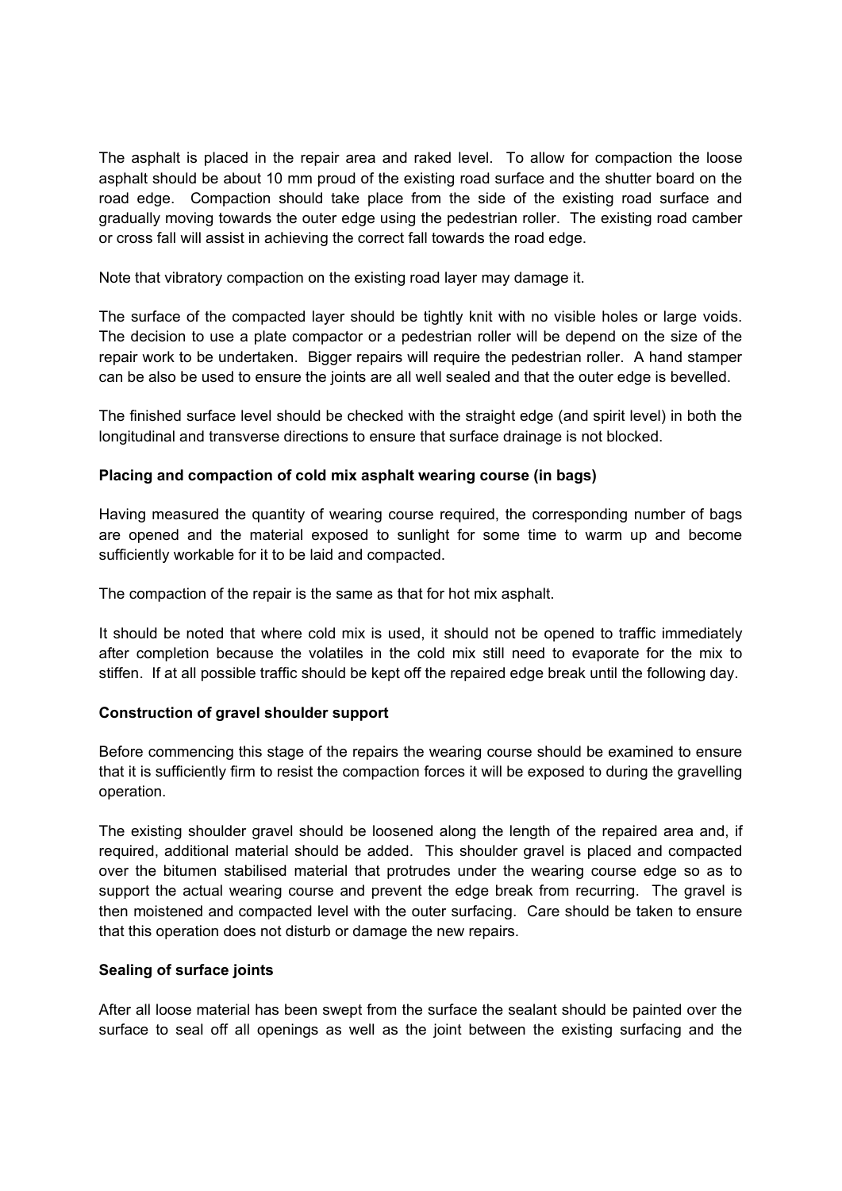The asphalt is placed in the repair area and raked level. To allow for compaction the loose asphalt should be about 10 mm proud of the existing road surface and the shutter board on the road edge. Compaction should take place from the side of the existing road surface and gradually moving towards the outer edge using the pedestrian roller. The existing road camber or cross fall will assist in achieving the correct fall towards the road edge.

Note that vibratory compaction on the existing road layer may damage it.

The surface of the compacted layer should be tightly knit with no visible holes or large voids. The decision to use a plate compactor or a pedestrian roller will be depend on the size of the repair work to be undertaken. Bigger repairs will require the pedestrian roller. A hand stamper can be also be used to ensure the joints are all well sealed and that the outer edge is bevelled.

The finished surface level should be checked with the straight edge (and spirit level) in both the longitudinal and transverse directions to ensure that surface drainage is not blocked.

**Placing and compaction of cold mix asphalt wearing course (in bags)**

Having measured the quantity of wearing course required, the corresponding number of bags are opened and the material exposed to sunlight for some time to warm up and become sufficiently workable for it to be laid and compacted.

The compaction of the repair is the same as that for hot mix asphalt.

It should be noted that where cold mix is used, it should not be opened to traffic immediately after completion because the volatiles in the cold mix still need to evaporate for the mix to stiffen. If at all possible traffic should be kept off the repaired edge break until the following day.

**Construction of gravel shoulder support**

Before commencing this stage of the repairs the wearing course should be examined to ensure that it is sufficiently firm to resist the compaction forces it will be exposed to during the gravelling operation.

The existing shoulder gravel should be loosened along the length of the repaired area and, if required, additional material should be added. This shoulder gravel is placed and compacted over the bitumen stabilised material that protrudes under the wearing course edge so as to support the actual wearing course and prevent the edge break from recurring. The gravel is then moistened and compacted level with the outer surfacing. Care should be taken to ensure that this operation does not disturb or damage the new repairs.

**Sealing of surface joints**

After all loose material has been swept from the surface the sealant should be painted over the surface to seal off all openings as well as the joint between the existing surfacing and the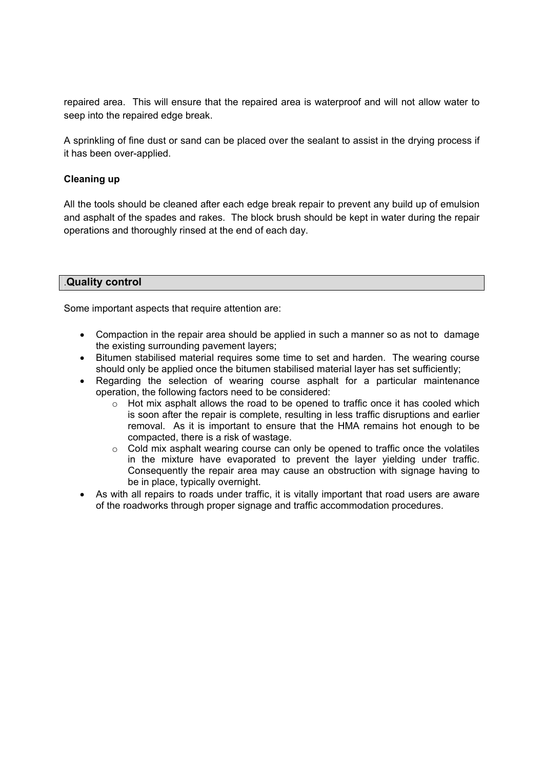repaired area. This will ensure that the repaired area is waterproof and will not allow water to seep into the repaired edge break.

A sprinkling of fine dust or sand can be placed over the sealant to assist in the drying process if it has been over-applied.

**Cleaning up**

All the tools should be cleaned after each edge break repair to prevent any build up of emulsion and asphalt of the spades and rakes. The block brush should be kept in water during the repair operations and thoroughly rinsed at the end of each day.

## .Quality control

Some important aspects that require attention are:

- Compaction in the repair area should be applied in such a manner so as not to damage the existing surrounding pavement layers;
- Bitumen stabilised material requires some time to set and harden. The wearing course should only be applied once the bitumen stabilised material layer has set sufficiently;
- Regarding the selection of wearing course asphalt for a particular maintenance operation, the following factors need to be considered:
  - Hot mix asphalt allows the road to be opened to traffic once it has cooled which is soon after the repair is complete, resulting in less traffic disruptions and earlier removal. As it is important to ensure that the HMA remains hot enough to be compacted, there is a risk of wastage.
  - Cold mix asphalt wearing course can only be opened to traffic once the volatiles in the mixture have evaporated to prevent the layer yielding under traffic. Consequently the repair area may cause an obstruction with signage having to be in place, typically overnight.
- As with all repairs to roads under traffic, it is vitally important that road users are aware of the roadworks through proper signage and traffic accommodation procedures.